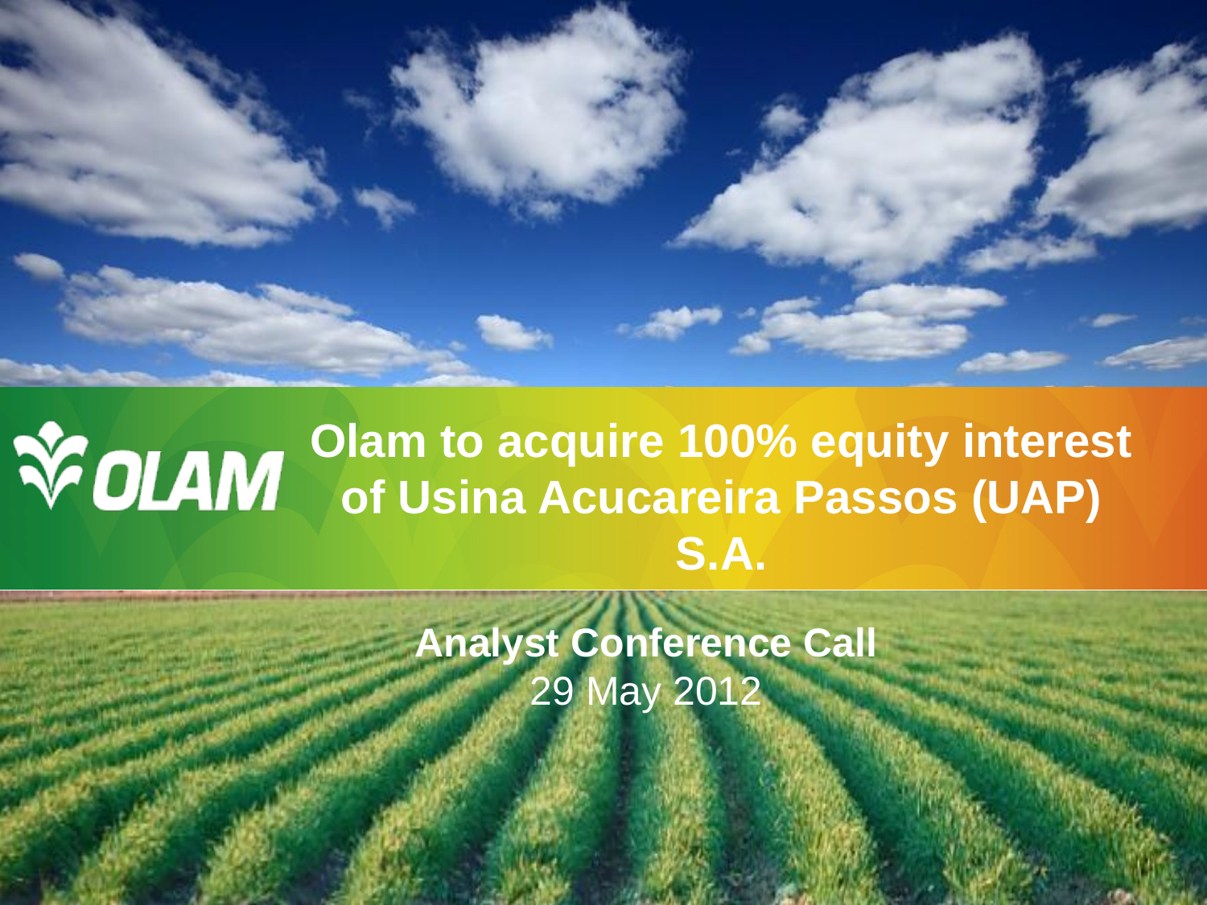OLAM

# Olam to acquire 100% equity interest of Usina Acucareira Passos (UAP) S.A.

**Analyst Conference Call**

29 May 2012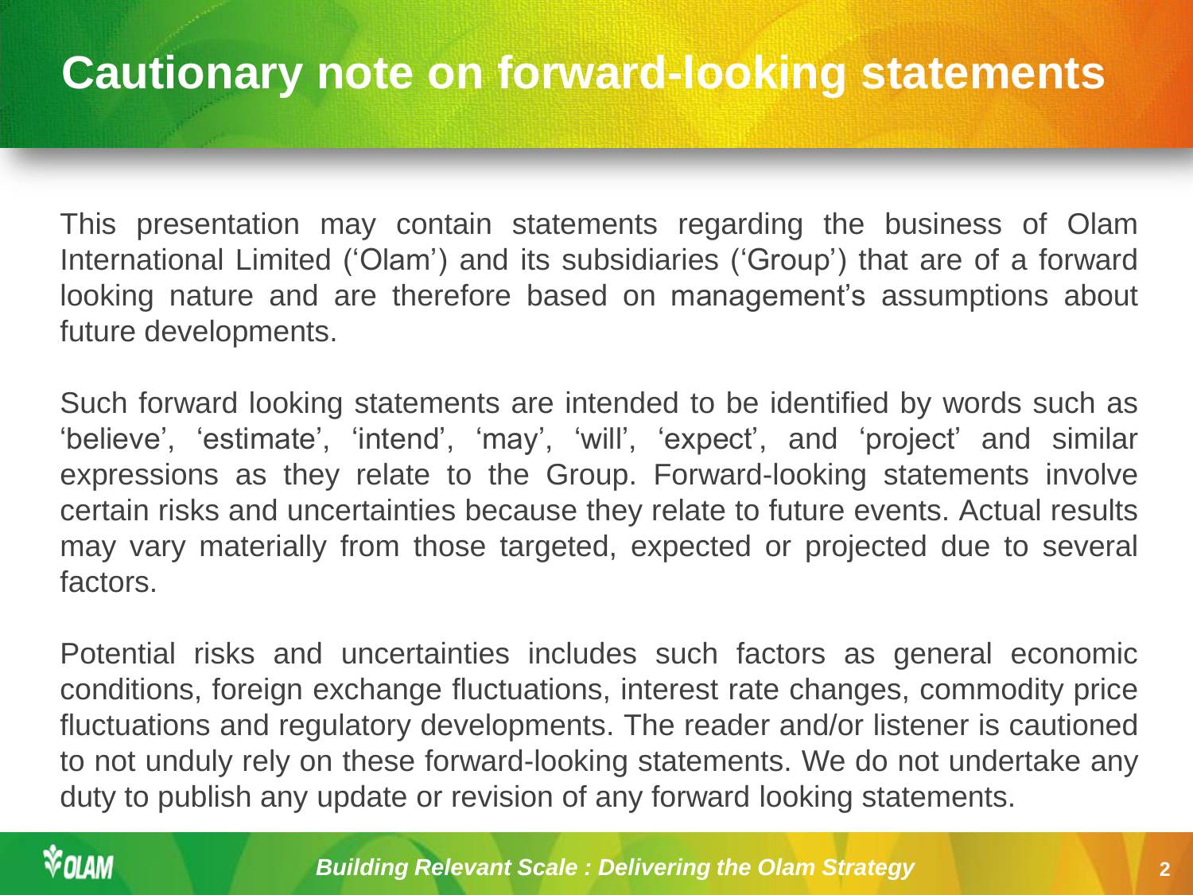# Cautionary note on forward-looking statements

This presentation may contain statements regarding the business of Olam International Limited (‘Olam’) and its subsidiaries (‘Group’) that are of a forward looking nature and are therefore based on management’s assumptions about future developments.

Such forward looking statements are intended to be identified by words such as ‘believe’, ‘estimate’, ‘intend’, ‘may’, ‘will’, ‘expect’, and ‘project’ and similar expressions as they relate to the Group. Forward-looking statements involve certain risks and uncertainties because they relate to future events. Actual results may vary materially from those targeted, expected or projected due to several factors.

Potential risks and uncertainties includes such factors as general economic conditions, foreign exchange fluctuations, interest rate changes, commodity price fluctuations and regulatory developments. The reader and/or listener is cautioned to not unduly rely on these forward-looking statements. We do not undertake any duty to publish any update or revision of any forward looking statements.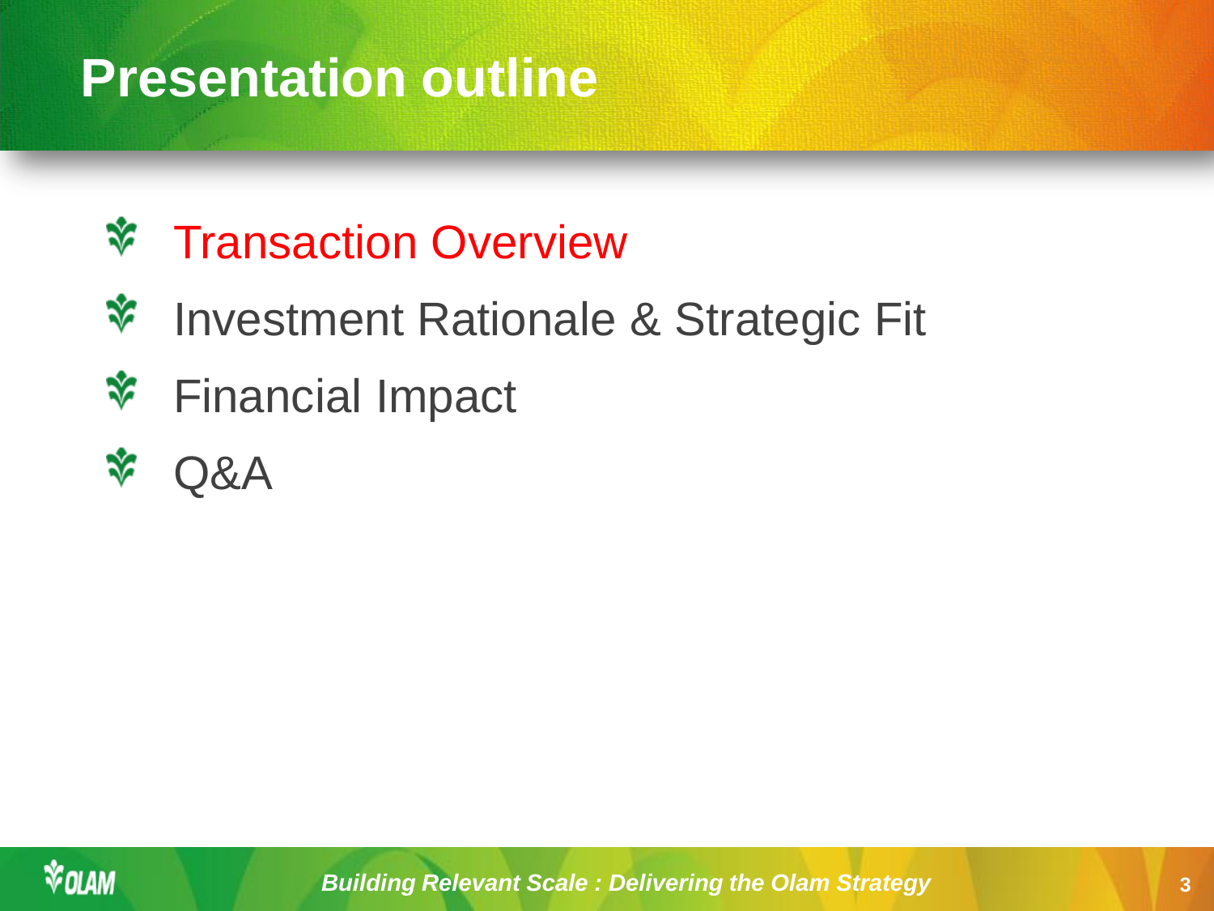# Presentation outline

- Transaction Overview
- Investment Rationale & Strategic Fit
- Financial Impact
- Q&A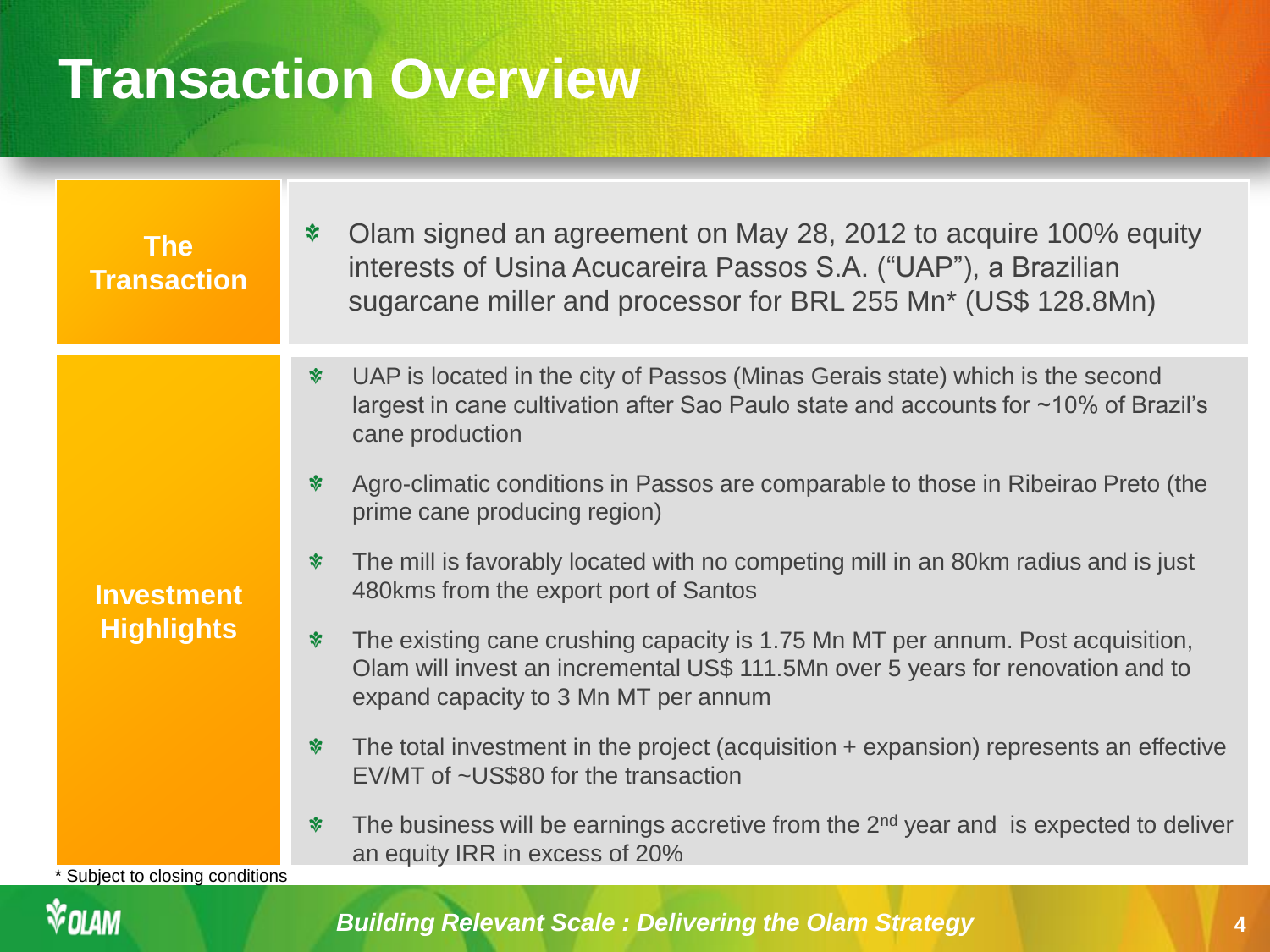# Transaction Overview

## The Transaction

- Olam signed an agreement on May 28, 2012 to acquire 100% equity interests of Usina Acucareira Passos S.A. (“UAP”), a Brazilian sugarcane miller and processor for BRL 255 Mn* (US$ 128.8Mn)

## Investment Highlights

- UAP is located in the city of Passos (Minas Gerais state) which is the second largest in cane cultivation after Sao Paulo state and accounts for ~10% of Brazil’s cane production
- Agro-climatic conditions in Passos are comparable to those in Ribeirao Preto (the prime cane producing region)
- The mill is favorably located with no competing mill in an 80km radius and is just 480kms from the export port of Santos
- The existing cane crushing capacity is 1.75 Mn MT per annum. Post acquisition, Olam will invest an incremental US$ 111.5Mn over 5 years for renovation and to expand capacity to 3 Mn MT per annum
- The total investment in the project (acquisition + expansion) represents an effective EV/MT of ~US$80 for the transaction
- The business will be earnings accretive from the 2nd year and is expected to deliver an equity IRR in excess of 20%

* Subject to closing conditions

*Building Relevant Scale : Delivering the Olam Strategy*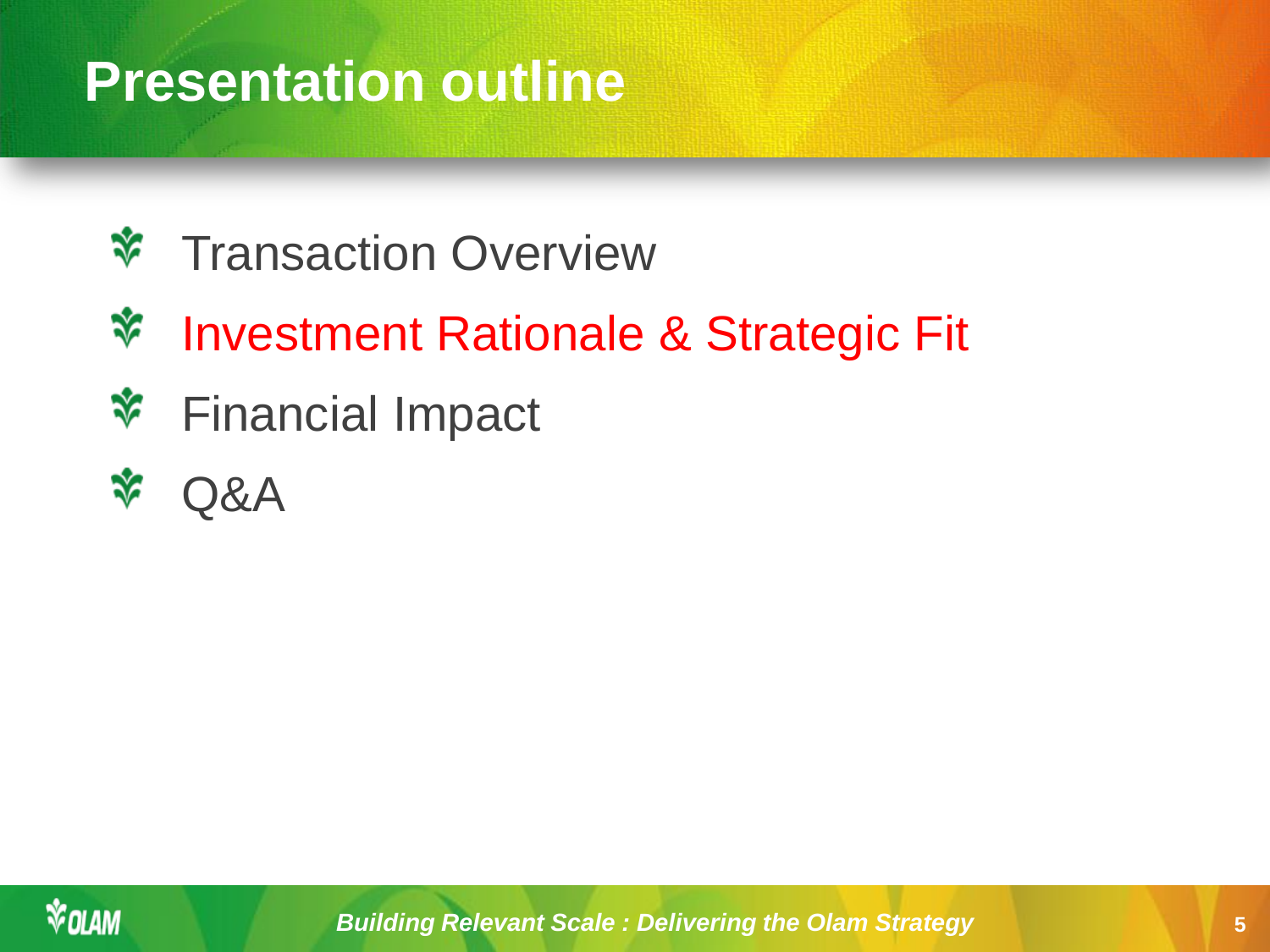# Presentation outline

- Transaction Overview
- Investment Rationale & Strategic Fit
- Financial Impact
- Q&A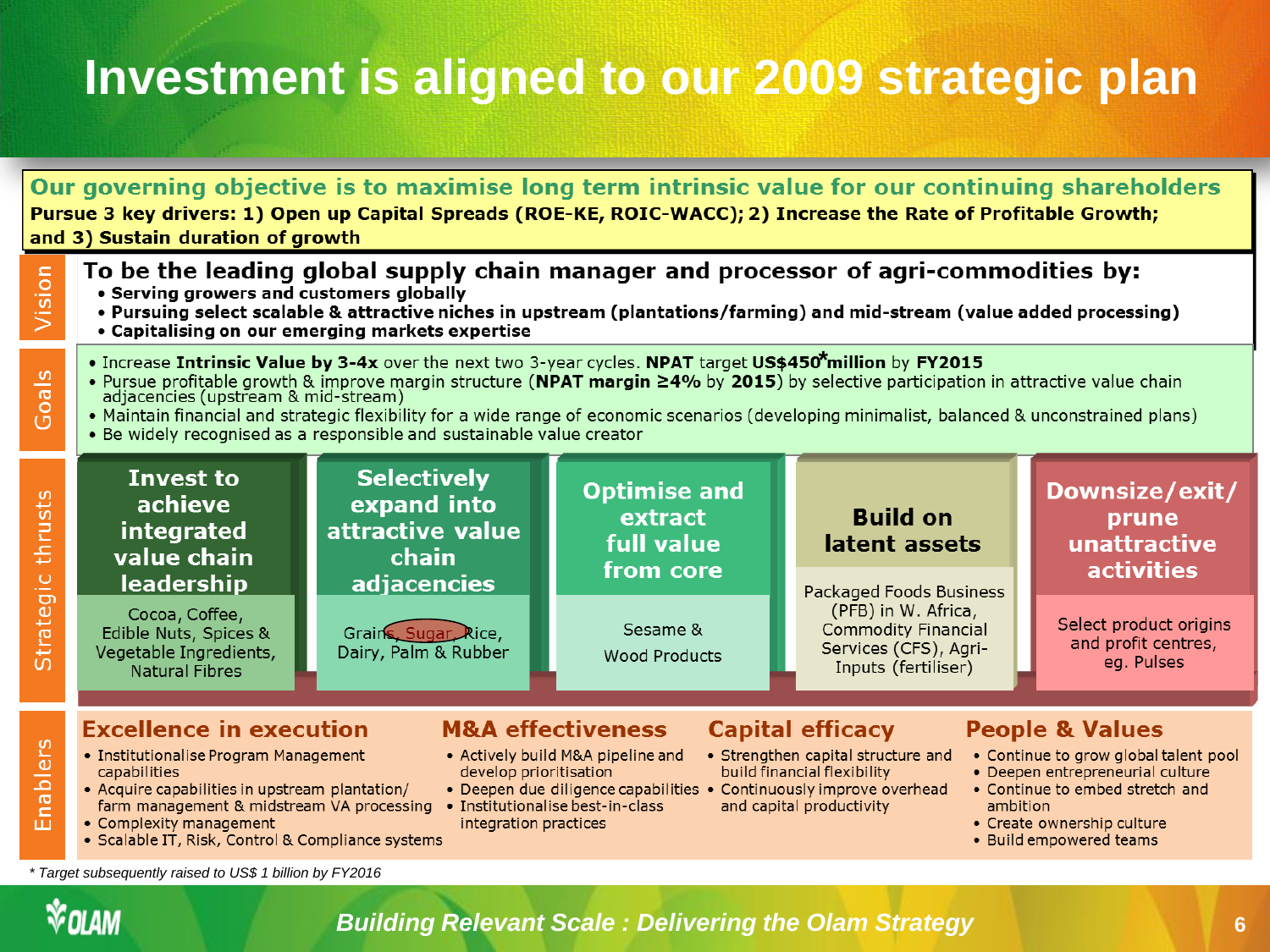# Investment is aligned to our 2009 strategic plan

**Our governing objective is to maximise long term intrinsic value for our continuing shareholders**

**Pursue 3 key drivers: 1) Open up Capital Spreads (ROE-KE, ROIC-WACC); 2) Increase the Rate of Profitable Growth; and 3) Sustain duration of growth**

## Vision

**To be the leading global supply chain manager and processor of agri-commodities by:**

- **Serving growers and customers globally**
- **Pursuing select scalable & attractive niches in upstream (plantations/farming) and mid-stream (value added processing)**
- **Capitalising on our emerging markets expertise**

## Goals

- Increase **Intrinsic Value by 3-4x** over the next two 3-year cycles. **NPAT** target **US$450*million** by **FY2015**
- Pursue profitable growth & improve margin structure (**NPAT margin ≥4%** by **2015**) by selective participation in attractive value chain adjacencies (upstream & mid-stream)
- Maintain financial and strategic flexibility for a wide range of economic scenarios (developing minimalist, balanced & unconstrained plans)
- Be widely recognised as a responsible and sustainable value creator

## Strategic thrusts

| Invest to achieve integrated value chain leadership | Selectively expand into attractive value chain adjacencies | Optimise and extract full value from core | Build on latent assets | Downsize/exit/ prune unattractive activities |
|---|---|---|---|---|
| Cocoa, Coffee, Edible Nuts, Spices & Vegetable Ingredients, Natural Fibres | Grains, Sugar, Rice, Dairy, Palm & Rubber | Sesame & Wood Products | Packaged Foods Business (PFB) in W. Africa, Commodity Financial Services (CFS), Agri-Inputs (fertiliser) | Select product origins and profit centres, eg. Pulses |

## Enablers

**Excellence in execution**
- Institutionalise Program Management capabilities
- Acquire capabilities in upstream plantation/ farm management & midstream VA processing
- Complexity management
- Scalable IT, Risk, Control & Compliance systems

**M&A effectiveness**
- Actively build M&A pipeline and develop prioritisation
- Deepen due diligence capabilities
- Institutionalise best-in-class integration practices

**Capital efficacy**
- Strengthen capital structure and build financial flexibility
- Continuously improve overhead and capital productivity

**People & Values**
- Continue to grow global talent pool
- Deepen entrepreneurial culture
- Continue to embed stretch and ambition
- Create ownership culture
- Build empowered teams

*\* Target subsequently raised to US$ 1 billion by FY2016*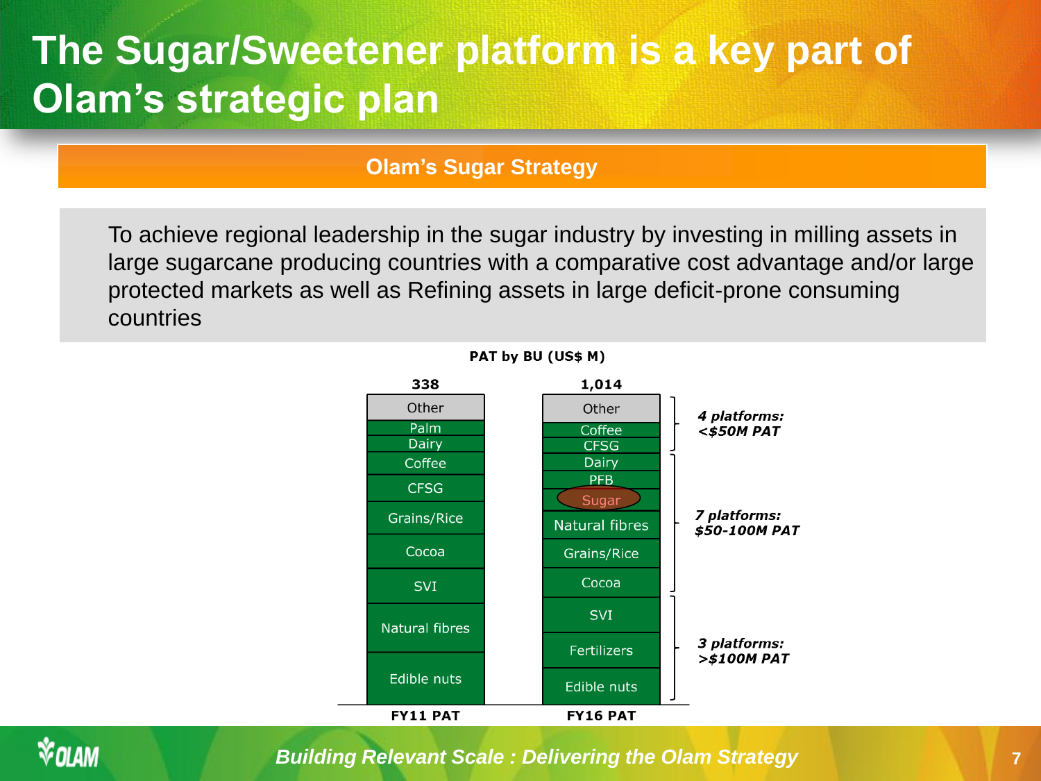# The Sugar/Sweetener platform is a key part of Olam's strategic plan

## Olam's Sugar Strategy

To achieve regional leadership in the sugar industry by investing in milling assets in large sugarcane producing countries with a comparative cost advantage and/or large protected markets as well as Refining assets in large deficit-prone consuming countries

**PAT by BU (US$ M)**

| FY11 PAT (338) | FY16 PAT (1,014) |
|---|---|
| Other | Other |
| Palm | Coffee |
| Dairy | CFSG |
| Coffee | Dairy |
| CFSG | PFB |
| Grains/Rice | Sugar |
| Cocoa | Natural fibres |
| SVI | Grains/Rice |
| Natural fibres | Cocoa |
| Edible nuts | SVI |
| | Fertilizers |
| | Edible nuts |

FY16 PAT groupings:

- *4 platforms: <$50M PAT* (Other, Coffee, CFSG)
- *7 platforms: $50-100M PAT* (Dairy, PFB, Sugar, Natural fibres, Grains/Rice, Cocoa)
- *3 platforms: >$100M PAT* (SVI, Fertilizers, Edible nuts)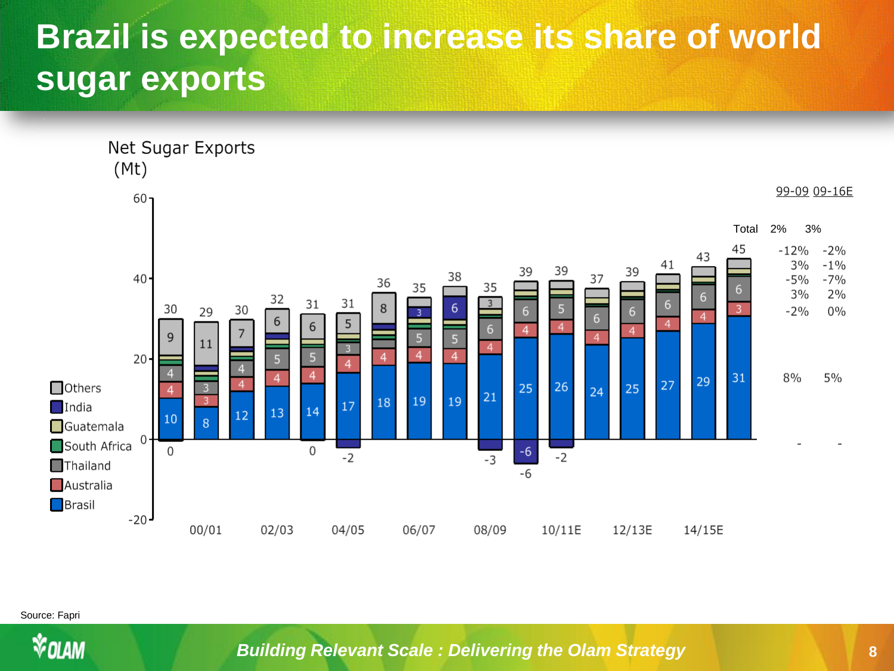# Brazil is expected to increase its share of world sugar exports

Net Sugar Exports (Mt)

| Year | Brasil | Australia | Thailand | South Africa | Guatemala | India | Others | Total |
|---|---|---|---|---|---|---|---|---|
| 99/00 | 10 | 4 | 4 | | | 0 | 9 | 30 |
| 00/01 | 8 | 3 | 3 | | | | 11 | 29 |
| 01/02 | 12 | 4 | 4 | | | | 7 | 30 |
| 02/03 | 13 | 4 | 5 | | | | 6 | 32 |
| 03/04 | 14 | 4 | 5 | | | 0 | 6 | 31 |
| 04/05 | 17 | 4 | 3 | | | -2 | 5 | 31 |
| 05/06 | 18 | 4 | | | | | 8 | 36 |
| 06/07 | 19 | 4 | 5 | | | 3 | | 35 |
| 07/08 | 19 | 4 | 5 | | | 6 | | 38 |
| 08/09 | 21 | 4 | 6 | | | -3 | 3 | 35 |
| 09/10 | 25 | 4 | 6 | | | -6 | | 39 |
| 10/11E | 26 | 4 | 5 | | | -2 | | 39 |
| 11/12E | 24 | 4 | 6 | | | | | 37 |
| 12/13E | 25 | 4 | 6 | | | | | 39 |
| 13/14E | 27 | 4 | 6 | | | | | 41 |
| 14/15E | 29 | 4 | 6 | | | | | 43 |
| 15/16E | 31 | 3 | 6 | | | | | 45 |

| | 99-09 | 09-16E |
|---|---|---|
| Total | 2% | 3% |
| Others | -12% | -2% |
| Guatemala | 3% | -1% |
| South Africa | -5% | -7% |
| Thailand | 3% | 2% |
| Australia | -2% | 0% |
| Brasil | 8% | 5% |
| India | - | - |

Source: Fapri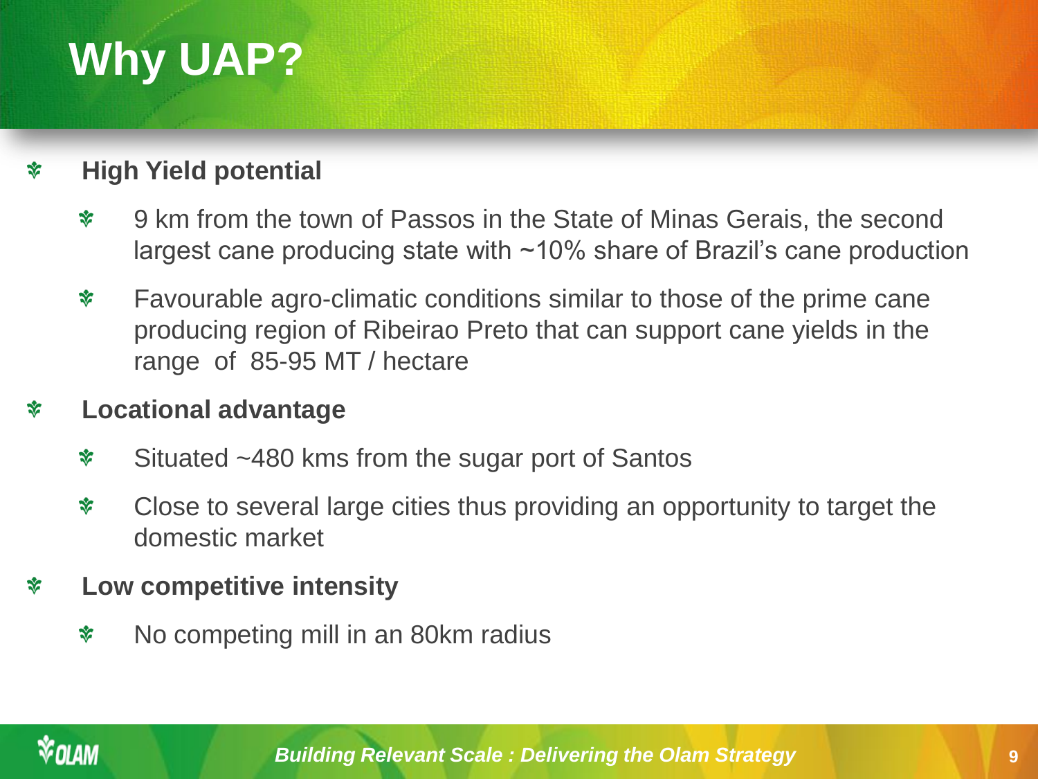# Why UAP?

- **High Yield potential**
  - 9 km from the town of Passos in the State of Minas Gerais, the second largest cane producing state with ~10% share of Brazil's cane production
  - Favourable agro-climatic conditions similar to those of the prime cane producing region of Ribeirao Preto that can support cane yields in the range of 85-95 MT / hectare
- **Locational advantage**
  - Situated ~480 kms from the sugar port of Santos
  - Close to several large cities thus providing an opportunity to target the domestic market
- **Low competitive intensity**
  - No competing mill in an 80km radius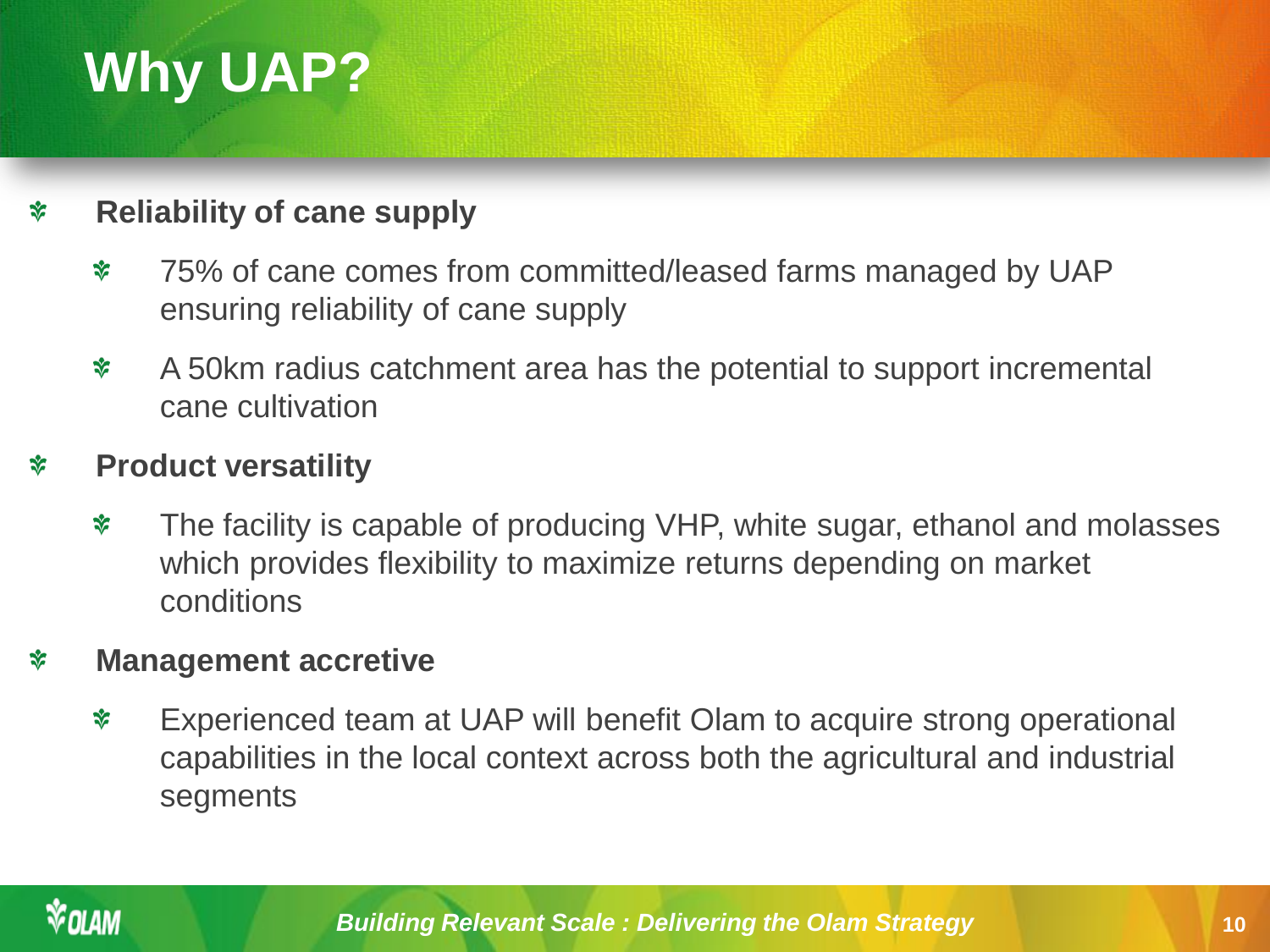# Why UAP?

- **Reliability of cane supply**
  - 75% of cane comes from committed/leased farms managed by UAP ensuring reliability of cane supply
  - A 50km radius catchment area has the potential to support incremental cane cultivation
- **Product versatility**
  - The facility is capable of producing VHP, white sugar, ethanol and molasses which provides flexibility to maximize returns depending on market conditions
- **Management accretive**
  - Experienced team at UAP will benefit Olam to acquire strong operational capabilities in the local context across both the agricultural and industrial segments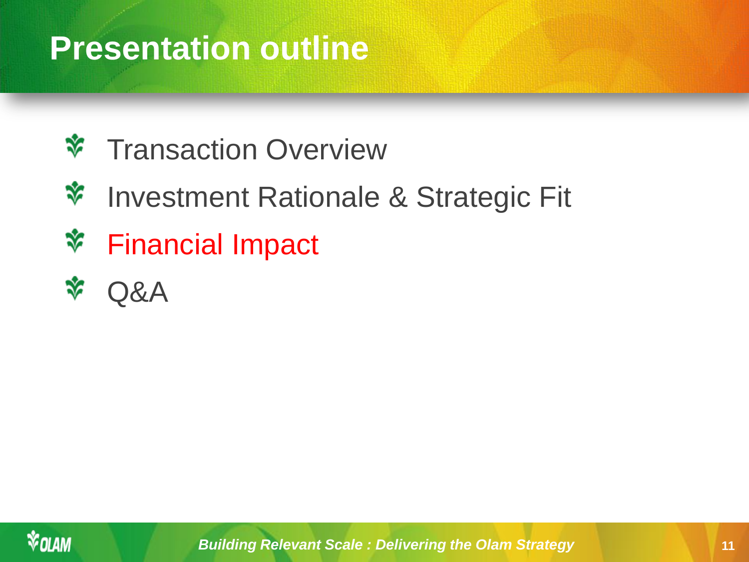# Presentation outline

- Transaction Overview
- Investment Rationale & Strategic Fit
- Financial Impact
- Q&A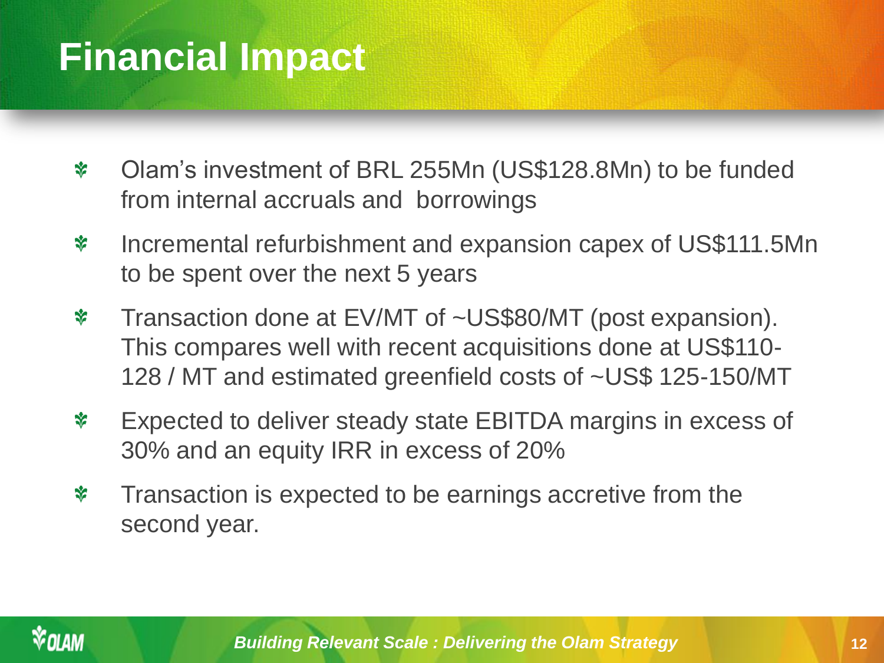# Financial Impact

- Olam's investment of BRL 255Mn (US$128.8Mn) to be funded from internal accruals and borrowings
- Incremental refurbishment and expansion capex of US$111.5Mn to be spent over the next 5 years
- Transaction done at EV/MT of ~US$80/MT (post expansion). This compares well with recent acquisitions done at US$110-128 / MT and estimated greenfield costs of ~US$ 125-150/MT
- Expected to deliver steady state EBITDA margins in excess of 30% and an equity IRR in excess of 20%
- Transaction is expected to be earnings accretive from the second year.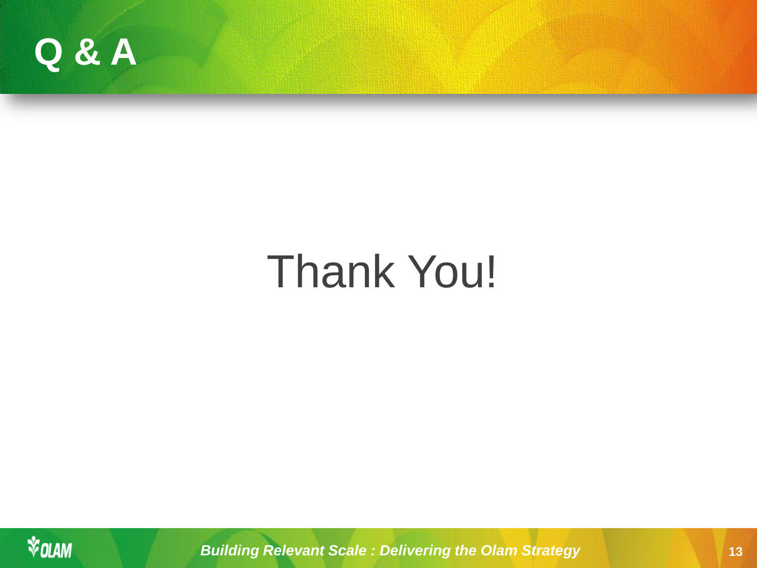# Q & A

Thank You!